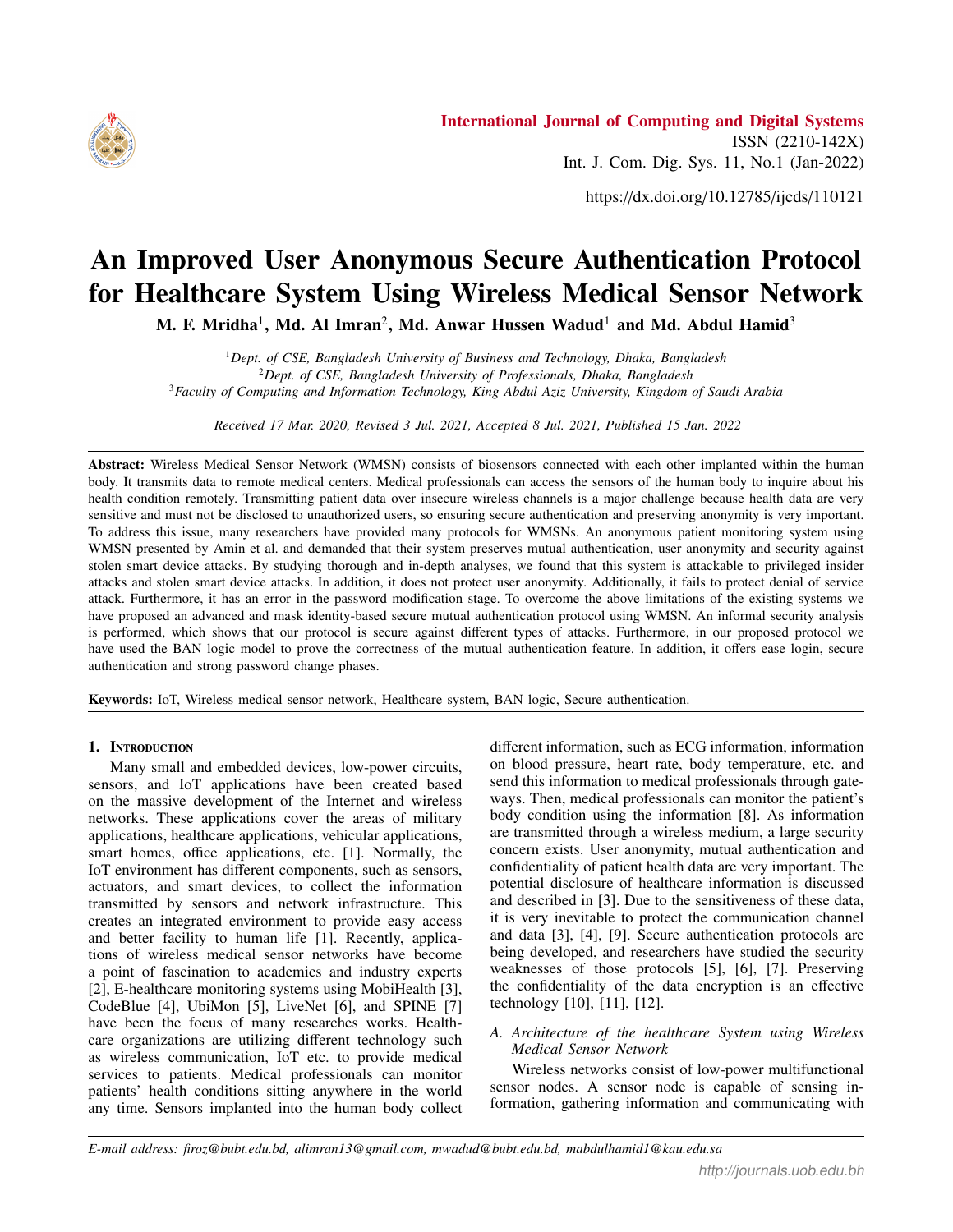https://dx.doi.org/10.12785/ijcds/110121

# An Improved User Anonymous Secure Authentication Protocol for Healthcare System Using Wireless Medical Sensor Network

**M. F. Mridha[1], Md. Al Imran[2], Md. Anwar Hussen Wadud[1] and Md. Abdul Hamid[3]**

[1]*Dept. of CSE, Bangladesh University of Business and Technology, Dhaka, Bangladesh*
[2]*Dept. of CSE, Bangladesh University of Professionals, Dhaka, Bangladesh*
[3]*Faculty of Computing and Information Technology, King Abdul Aziz University, Kingdom of Saudi Arabia*

*Received 17 Mar. 2020, Revised 3 Jul. 2021, Accepted 8 Jul. 2021, Published 15 Jan. 2022*

**Abstract:** Wireless Medical Sensor Network (WMSN) consists of biosensors connected with each other implanted within the human body. It transmits data to remote medical centers. Medical professionals can access the sensors of the human body to inquire about his health condition remotely. Transmitting patient data over insecure wireless channels is a major challenge because health data are very sensitive and must not be disclosed to unauthorized users, so ensuring secure authentication and preserving anonymity is very important. To address this issue, many researchers have provided many protocols for WMSNs. An anonymous patient monitoring system using WMSN presented by Amin et al. and demanded that their system preserves mutual authentication, user anonymity and security against stolen smart device attacks. By studying thorough and in-depth analyses, we found that this system is attackable to privileged insider attacks and stolen smart device attacks. In addition, it does not protect user anonymity. Additionally, it fails to protect denial of service attack. Furthermore, it has an error in the password modification stage. To overcome the above limitations of the existing systems we have proposed an advanced and mask identity-based secure mutual authentication protocol using WMSN. An informal security analysis is performed, which shows that our protocol is secure against different types of attacks. Furthermore, in our proposed protocol we have used the BAN logic model to prove the correctness of the mutual authentication feature. In addition, it offers ease login, secure authentication and strong password change phases.

**Keywords:** IoT, Wireless medical sensor network, Healthcare system, BAN logic, Secure authentication.

## 1. Introduction

Many small and embedded devices, low-power circuits, sensors, and IoT applications have been created based on the massive development of the Internet and wireless networks. These applications cover the areas of military applications, healthcare applications, vehicular applications, smart homes, office applications, etc. [1]. Normally, the IoT environment has different components, such as sensors, actuators, and smart devices, to collect the information transmitted by sensors and network infrastructure. This creates an integrated environment to provide easy access and better facility to human life [1]. Recently, applications of wireless medical sensor networks have become a point of fascination to academics and industry experts [2], E-healthcare monitoring systems using MobiHealth [3], CodeBlue [4], UbiMon [5], LiveNet [6], and SPINE [7] have been the focus of many researches works. Healthcare organizations are utilizing different technology such as wireless communication, IoT etc. to provide medical services to patients. Medical professionals can monitor patients' health conditions sitting anywhere in the world any time. Sensors implanted into the human body collect different information, such as ECG information, information on blood pressure, heart rate, body temperature, etc. and send this information to medical professionals through gateways. Then, medical professionals can monitor the patient's body condition using the information [8]. As information are transmitted through a wireless medium, a large security concern exists. User anonymity, mutual authentication and confidentiality of patient health data are very important. The potential disclosure of healthcare information is discussed and described in [3]. Due to the sensitiveness of these data, it is very inevitable to protect the communication channel and data [3], [4], [9]. Secure authentication protocols are being developed, and researchers have studied the security weaknesses of those protocols [5], [6], [7]. Preserving the confidentiality of the data encryption is an effective technology [10], [11], [12].

### A. Architecture of the healthcare System using Wireless Medical Sensor Network

Wireless networks consist of low-power multifunctional sensor nodes. A sensor node is capable of sensing information, gathering information and communicating with

*E-mail address: firoz@bubt.edu.bd, alimran13@gmail.com, mwadud@bubt.edu.bd, mabdulhamid1@kau.edu.sa*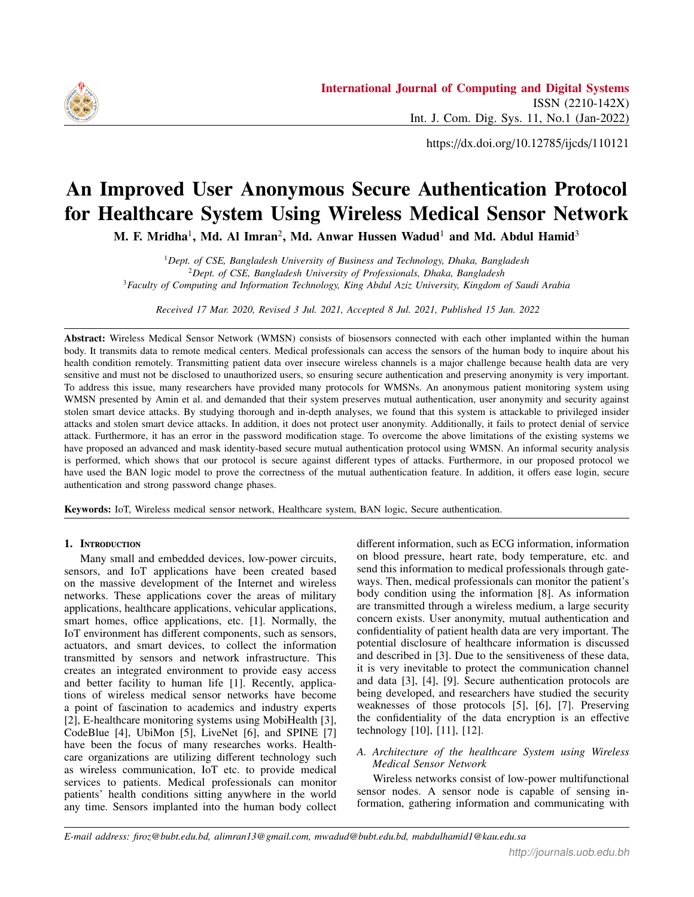# An Improved User Anonymous Secure Authentication Protocol for Healthcare System Using Wireless Medical Sensor Network

**M. F. Mridha[1], Md. Al Imran[2], Md. Anwar Hussen Wadud[1] and Md. Abdul Hamid[3]**

[1]*Dept. of CSE, Bangladesh University of Business and Technology, Dhaka, Bangladesh*
[2]*Dept. of CSE, Bangladesh University of Professionals, Dhaka, Bangladesh*
[3]*Faculty of Computing and Information Technology, King Abdul Aziz University, Kingdom of Saudi Arabia*

*Received 17 Mar. 2020, Revised 3 Jul. 2021, Accepted 8 Jul. 2021, Published 15 Jan. 2022*

**Abstract:** Wireless Medical Sensor Network (WMSN) consists of biosensors connected with each other implanted within the human body. It transmits data to remote medical centers. Medical professionals can access the sensors of the human body to inquire about his health condition remotely. Transmitting patient data over insecure wireless channels is a major challenge because health data are very sensitive and must not be disclosed to unauthorized users, so ensuring secure authentication and preserving anonymity is very important. To address this issue, many researchers have provided many protocols for WMSNs. An anonymous patient monitoring system using WMSN presented by Amin et al. and demanded that their system preserves mutual authentication, user anonymity and security against stolen smart device attacks. By studying thorough and in-depth analyses, we found that this system is attackable to privileged insider attacks and stolen smart device attacks. In addition, it does not protect user anonymity. Additionally, it fails to protect denial of service attack. Furthermore, it has an error in the password modification stage. To overcome the above limitations of the existing systems we have proposed an advanced and mask identity-based secure mutual authentication protocol using WMSN. An informal security analysis is performed, which shows that our protocol is secure against different types of attacks. Furthermore, in our proposed protocol we have used the BAN logic model to prove the correctness of the mutual authentication feature. In addition, it offers ease login, secure authentication and strong password change phases.

**Keywords:** IoT, Wireless medical sensor network, Healthcare system, BAN logic, Secure authentication.

## 1. Introduction

Many small and embedded devices, low-power circuits, sensors, and IoT applications have been created based on the massive development of the Internet and wireless networks. These applications cover the areas of military applications, healthcare applications, vehicular applications, smart homes, office applications, etc. [1]. Normally, the IoT environment has different components, such as sensors, actuators, and smart devices, to collect the information transmitted by sensors and network infrastructure. This creates an integrated environment to provide easy access and better facility to human life [1]. Recently, applications of wireless medical sensor networks have become a point of fascination to academics and industry experts [2], E-healthcare monitoring systems using MobiHealth [3], CodeBlue [4], UbiMon [5], LiveNet [6], and SPINE [7] have been the focus of many researches works. Healthcare organizations are utilizing different technology such as wireless communication, IoT etc. to provide medical services to patients. Medical professionals can monitor patients' health conditions sitting anywhere in the world any time. Sensors implanted into the human body collect different information, such as ECG information, information on blood pressure, heart rate, body temperature, etc. and send this information to medical professionals through gateways. Then, medical professionals can monitor the patient's body condition using the information [8]. As information are transmitted through a wireless medium, a large security concern exists. User anonymity, mutual authentication and confidentiality of patient health data are very important. The potential disclosure of healthcare information is discussed and described in [3]. Due to the sensitiveness of these data, it is very inevitable to protect the communication channel and data [3], [4], [9]. Secure authentication protocols are being developed, and researchers have studied the security weaknesses of those protocols [5], [6], [7]. Preserving the confidentiality of the data encryption is an effective technology [10], [11], [12].

### A. Architecture of the healthcare System using Wireless Medical Sensor Network

Wireless networks consist of low-power multifunctional sensor nodes. A sensor node is capable of sensing information, gathering information and communicating with

E-mail address: firoz@bubt.edu.bd, alimran13@gmail.com, mwadud@bubt.edu.bd, mabdulhamid1@kau.edu.sa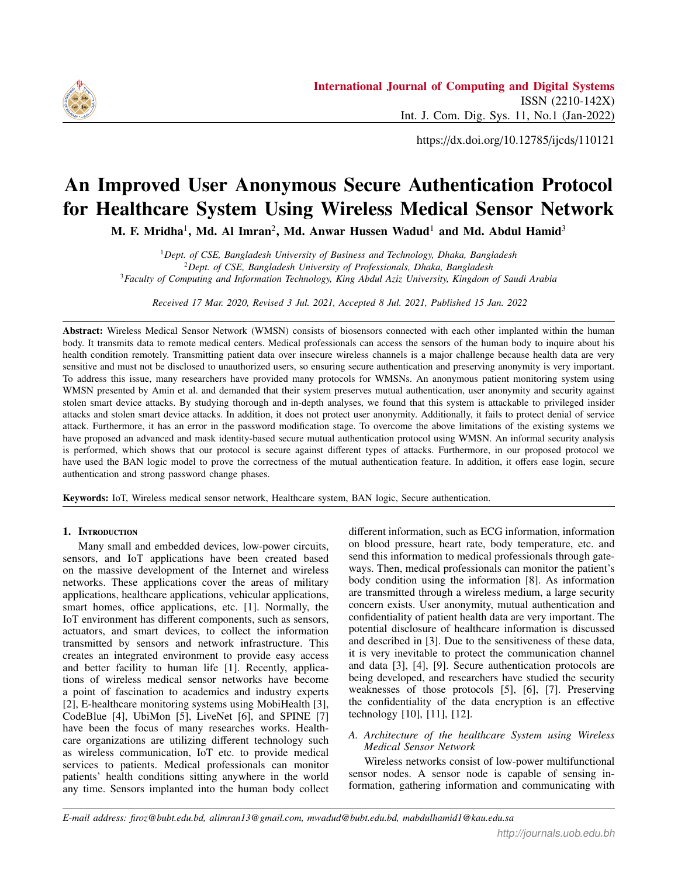# An Improved User Anonymous Secure Authentication Protocol for Healthcare System Using Wireless Medical Sensor Network

**M. F. Mridha[1], Md. Al Imran[2], Md. Anwar Hussen Wadud[1] and Md. Abdul Hamid[3]**

[1]*Dept. of CSE, Bangladesh University of Business and Technology, Dhaka, Bangladesh*
[2]*Dept. of CSE, Bangladesh University of Professionals, Dhaka, Bangladesh*
[3]*Faculty of Computing and Information Technology, King Abdul Aziz University, Kingdom of Saudi Arabia*

*Received 17 Mar. 2020, Revised 3 Jul. 2021, Accepted 8 Jul. 2021, Published 15 Jan. 2022*

**Abstract:** Wireless Medical Sensor Network (WMSN) consists of biosensors connected with each other implanted within the human body. It transmits data to remote medical centers. Medical professionals can access the sensors of the human body to inquire about his health condition remotely. Transmitting patient data over insecure wireless channels is a major challenge because health data are very sensitive and must not be disclosed to unauthorized users, so ensuring secure authentication and preserving anonymity is very important. To address this issue, many researchers have provided many protocols for WMSNs. An anonymous patient monitoring system using WMSN presented by Amin et al. and demanded that their system preserves mutual authentication, user anonymity and security against stolen smart device attacks. By studying thorough and in-depth analyses, we found that this system is attackable to privileged insider attacks and stolen smart device attacks. In addition, it does not protect user anonymity. Additionally, it fails to protect denial of service attack. Furthermore, it has an error in the password modification stage. To overcome the above limitations of the existing systems we have proposed an advanced and mask identity-based secure mutual authentication protocol using WMSN. An informal security analysis is performed, which shows that our protocol is secure against different types of attacks. Furthermore, in our proposed protocol we have used the BAN logic model to prove the correctness of the mutual authentication feature. In addition, it offers ease login, secure authentication and strong password change phases.

**Keywords:** IoT, Wireless medical sensor network, Healthcare system, BAN logic, Secure authentication.

## 1. Introduction

Many small and embedded devices, low-power circuits, sensors, and IoT applications have been created based on the massive development of the Internet and wireless networks. These applications cover the areas of military applications, healthcare applications, vehicular applications, smart homes, office applications, etc. [1]. Normally, the IoT environment has different components, such as sensors, actuators, and smart devices, to collect the information transmitted by sensors and network infrastructure. This creates an integrated environment to provide easy access and better facility to human life [1]. Recently, applications of wireless medical sensor networks have become a point of fascination to academics and industry experts [2], E-healthcare monitoring systems using MobiHealth [3], CodeBlue [4], UbiMon [5], LiveNet [6], and SPINE [7] have been the focus of many researches works. Healthcare organizations are utilizing different technology such as wireless communication, IoT etc. to provide medical services to patients. Medical professionals can monitor patients' health conditions sitting anywhere in the world any time. Sensors implanted into the human body collect different information, such as ECG information, information on blood pressure, heart rate, body temperature, etc. and send this information to medical professionals through gateways. Then, medical professionals can monitor the patient's body condition using the information [8]. As information are transmitted through a wireless medium, a large security concern exists. User anonymity, mutual authentication and confidentiality of patient health data are very important. The potential disclosure of healthcare information is discussed and described in [3]. Due to the sensitiveness of these data, it is very inevitable to protect the communication channel and data [3], [4], [9]. Secure authentication protocols are being developed, and researchers have studied the security weaknesses of those protocols [5], [6], [7]. Preserving the confidentiality of the data encryption is an effective technology [10], [11], [12].

### A. Architecture of the healthcare System using Wireless Medical Sensor Network

Wireless networks consist of low-power multifunctional sensor nodes. A sensor node is capable of sensing information, gathering information and communicating with

*E-mail address: firoz@bubt.edu.bd, alimran13@gmail.com, mwadud@bubt.edu.bd, mabdulhamid1@kau.edu.sa*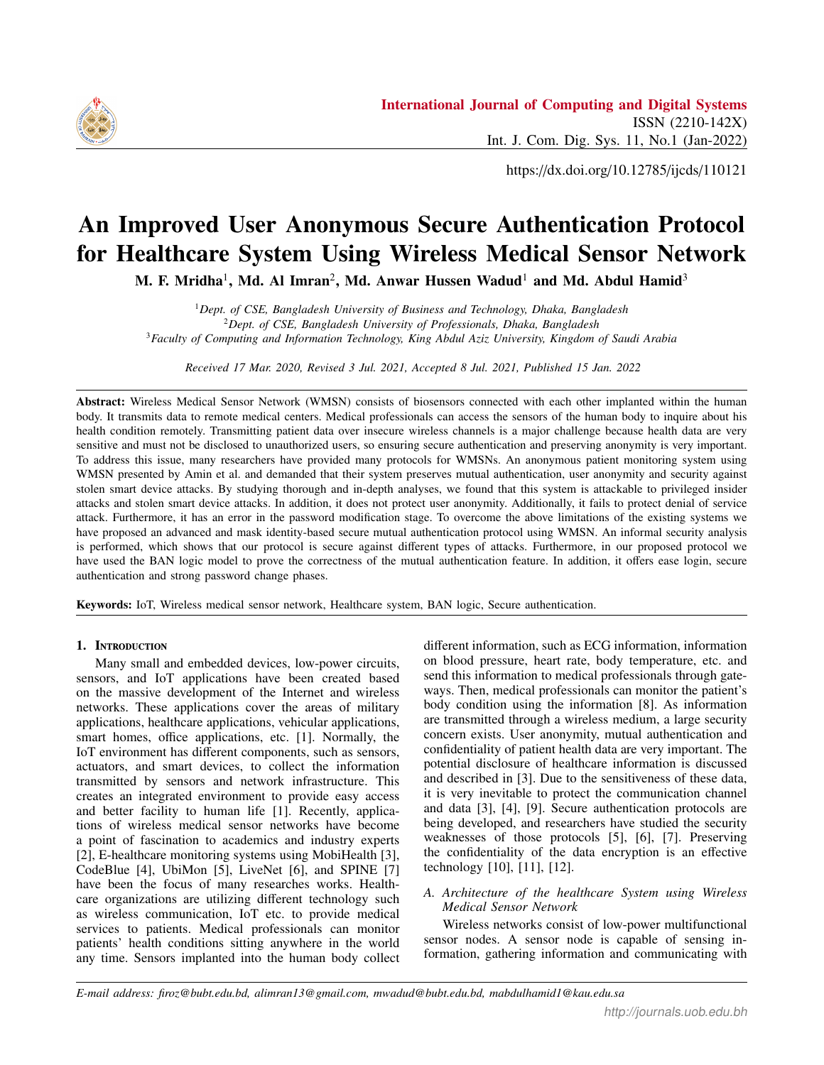# An Improved User Anonymous Secure Authentication Protocol for Healthcare System Using Wireless Medical Sensor Network

**M. F. Mridha[1], Md. Al Imran[2], Md. Anwar Hussen Wadud[1] and Md. Abdul Hamid[3]**

[1]*Dept. of CSE, Bangladesh University of Business and Technology, Dhaka, Bangladesh*
[2]*Dept. of CSE, Bangladesh University of Professionals, Dhaka, Bangladesh*
[3]*Faculty of Computing and Information Technology, King Abdul Aziz University, Kingdom of Saudi Arabia*

*Received 17 Mar. 2020, Revised 3 Jul. 2021, Accepted 8 Jul. 2021, Published 15 Jan. 2022*

https://dx.doi.org/10.12785/ijcds/110121

**Abstract:** Wireless Medical Sensor Network (WMSN) consists of biosensors connected with each other implanted within the human body. It transmits data to remote medical centers. Medical professionals can access the sensors of the human body to inquire about his health condition remotely. Transmitting patient data over insecure wireless channels is a major challenge because health data are very sensitive and must not be disclosed to unauthorized users, so ensuring secure authentication and preserving anonymity is very important. To address this issue, many researchers have provided many protocols for WMSNs. An anonymous patient monitoring system using WMSN presented by Amin et al. and demanded that their system preserves mutual authentication, user anonymity and security against stolen smart device attacks. By studying thorough and in-depth analyses, we found that this system is attackable to privileged insider attacks and stolen smart device attacks. In addition, it does not protect user anonymity. Additionally, it fails to protect denial of service attack. Furthermore, it has an error in the password modification stage. To overcome the above limitations of the existing systems we have proposed an advanced and mask identity-based secure mutual authentication protocol using WMSN. An informal security analysis is performed, which shows that our protocol is secure against different types of attacks. Furthermore, in our proposed protocol we have used the BAN logic model to prove the correctness of the mutual authentication feature. In addition, it offers ease login, secure authentication and strong password change phases.

**Keywords:** IoT, Wireless medical sensor network, Healthcare system, BAN logic, Secure authentication.

## 1. Introduction

Many small and embedded devices, low-power circuits, sensors, and IoT applications have been created based on the massive development of the Internet and wireless networks. These applications cover the areas of military applications, healthcare applications, vehicular applications, smart homes, office applications, etc. [1]. Normally, the IoT environment has different components, such as sensors, actuators, and smart devices, to collect the information transmitted by sensors and network infrastructure. This creates an integrated environment to provide easy access and better facility to human life [1]. Recently, applications of wireless medical sensor networks have become a point of fascination to academics and industry experts [2], E-healthcare monitoring systems using MobiHealth [3], CodeBlue [4], UbiMon [5], LiveNet [6], and SPINE [7] have been the focus of many researches works. Healthcare organizations are utilizing different technology such as wireless communication, IoT etc. to provide medical services to patients. Medical professionals can monitor patients' health conditions sitting anywhere in the world any time. Sensors implanted into the human body collect different information, such as ECG information, information on blood pressure, heart rate, body temperature, etc. and send this information to medical professionals through gateways. Then, medical professionals can monitor the patient's body condition using the information [8]. As information are transmitted through a wireless medium, a large security concern exists. User anonymity, mutual authentication and confidentiality of patient health data are very important. The potential disclosure of healthcare information is discussed and described in [3]. Due to the sensitiveness of these data, it is very inevitable to protect the communication channel and data [3], [4], [9]. Secure authentication protocols are being developed, and researchers have studied the security weaknesses of those protocols [5], [6], [7]. Preserving the confidentiality of the data encryption is an effective technology [10], [11], [12].

### A. Architecture of the healthcare System using Wireless Medical Sensor Network

Wireless networks consist of low-power multifunctional sensor nodes. A sensor node is capable of sensing information, gathering information and communicating with

*E-mail address: firoz@bubt.edu.bd, alimran13@gmail.com, mwadud@bubt.edu.bd, mabdulhamid1@kau.edu.sa*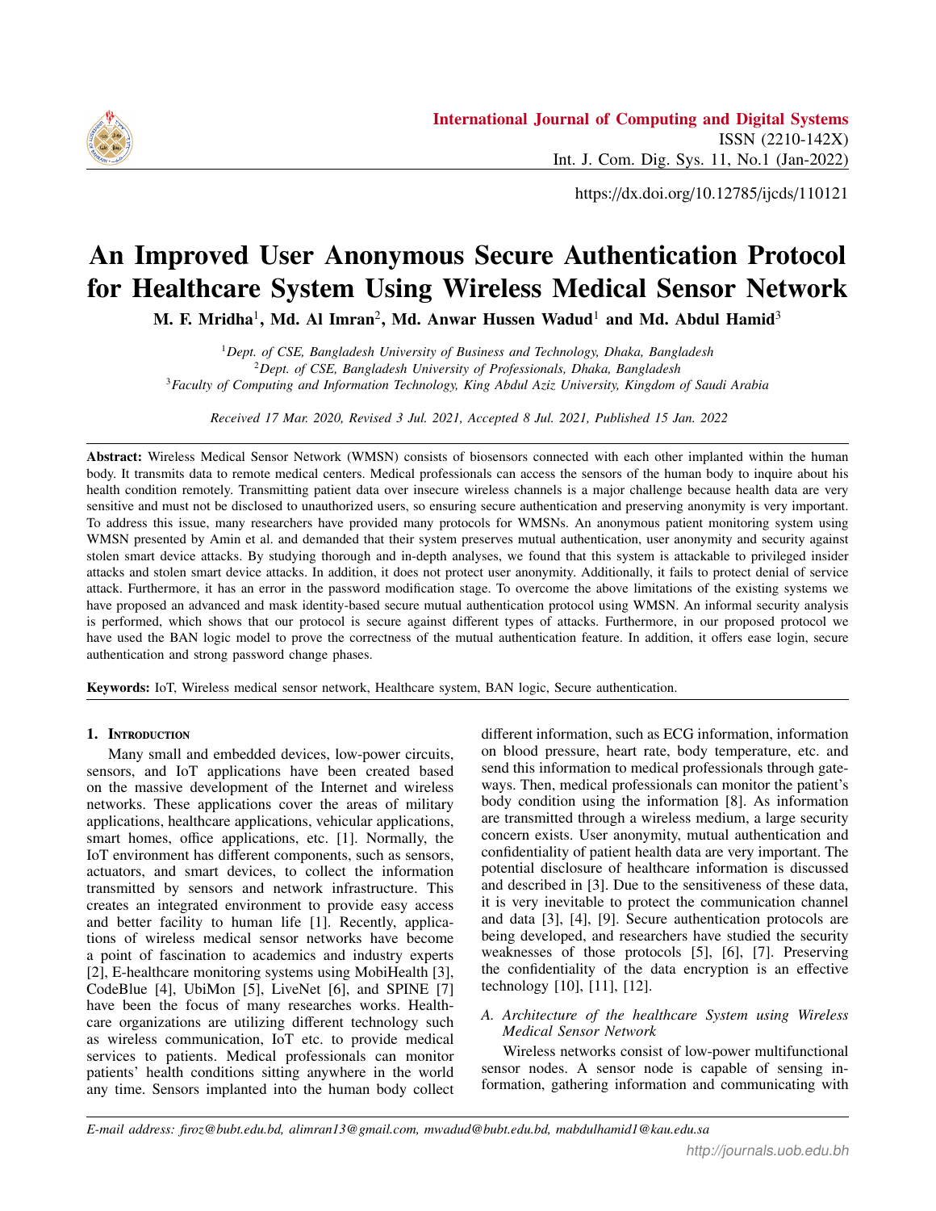# An Improved User Anonymous Secure Authentication Protocol for Healthcare System Using Wireless Medical Sensor Network

**M. F. Mridha[1], Md. Al Imran[2], Md. Anwar Hussen Wadud[1] and Md. Abdul Hamid[3]**

[1]*Dept. of CSE, Bangladesh University of Business and Technology, Dhaka, Bangladesh*
[2]*Dept. of CSE, Bangladesh University of Professionals, Dhaka, Bangladesh*
[3]*Faculty of Computing and Information Technology, King Abdul Aziz University, Kingdom of Saudi Arabia*

*Received 17 Mar. 2020, Revised 3 Jul. 2021, Accepted 8 Jul. 2021, Published 15 Jan. 2022*

**Abstract:** Wireless Medical Sensor Network (WMSN) consists of biosensors connected with each other implanted within the human body. It transmits data to remote medical centers. Medical professionals can access the sensors of the human body to inquire about his health condition remotely. Transmitting patient data over insecure wireless channels is a major challenge because health data are very sensitive and must not be disclosed to unauthorized users, so ensuring secure authentication and preserving anonymity is very important. To address this issue, many researchers have provided many protocols for WMSNs. An anonymous patient monitoring system using WMSN presented by Amin et al. and demanded that their system preserves mutual authentication, user anonymity and security against stolen smart device attacks. By studying thorough and in-depth analyses, we found that this system is attackable to privileged insider attacks and stolen smart device attacks. In addition, it does not protect user anonymity. Additionally, it fails to protect denial of service attack. Furthermore, it has an error in the password modification stage. To overcome the above limitations of the existing systems we have proposed an advanced and mask identity-based secure mutual authentication protocol using WMSN. An informal security analysis is performed, which shows that our protocol is secure against different types of attacks. Furthermore, in our proposed protocol we have used the BAN logic model to prove the correctness of the mutual authentication feature. In addition, it offers ease login, secure authentication and strong password change phases.

**Keywords:** IoT, Wireless medical sensor network, Healthcare system, BAN logic, Secure authentication.

## 1. Introduction

Many small and embedded devices, low-power circuits, sensors, and IoT applications have been created based on the massive development of the Internet and wireless networks. These applications cover the areas of military applications, healthcare applications, vehicular applications, smart homes, office applications, etc. [1]. Normally, the IoT environment has different components, such as sensors, actuators, and smart devices, to collect the information transmitted by sensors and network infrastructure. This creates an integrated environment to provide easy access and better facility to human life [1]. Recently, applications of wireless medical sensor networks have become a point of fascination to academics and industry experts [2], E-healthcare monitoring systems using MobiHealth [3], CodeBlue [4], UbiMon [5], LiveNet [6], and SPINE [7] have been the focus of many researches works. Healthcare organizations are utilizing different technology such as wireless communication, IoT etc. to provide medical services to patients. Medical professionals can monitor patients' health conditions sitting anywhere in the world any time. Sensors implanted into the human body collect different information, such as ECG information, information on blood pressure, heart rate, body temperature, etc. and send this information to medical professionals through gateways. Then, medical professionals can monitor the patient's body condition using the information [8]. As information are transmitted through a wireless medium, a large security concern exists. User anonymity, mutual authentication and confidentiality of patient health data are very important. The potential disclosure of healthcare information is discussed and described in [3]. Due to the sensitiveness of these data, it is very inevitable to protect the communication channel and data [3], [4], [9]. Secure authentication protocols are being developed, and researchers have studied the security weaknesses of those protocols [5], [6], [7]. Preserving the confidentiality of the data encryption is an effective technology [10], [11], [12].

### A. Architecture of the healthcare System using Wireless Medical Sensor Network

Wireless networks consist of low-power multifunctional sensor nodes. A sensor node is capable of sensing information, gathering information and communicating with

*E-mail address: firoz@bubt.edu.bd, alimran13@gmail.com, mwadud@bubt.edu.bd, mabdulhamid1@kau.edu.sa*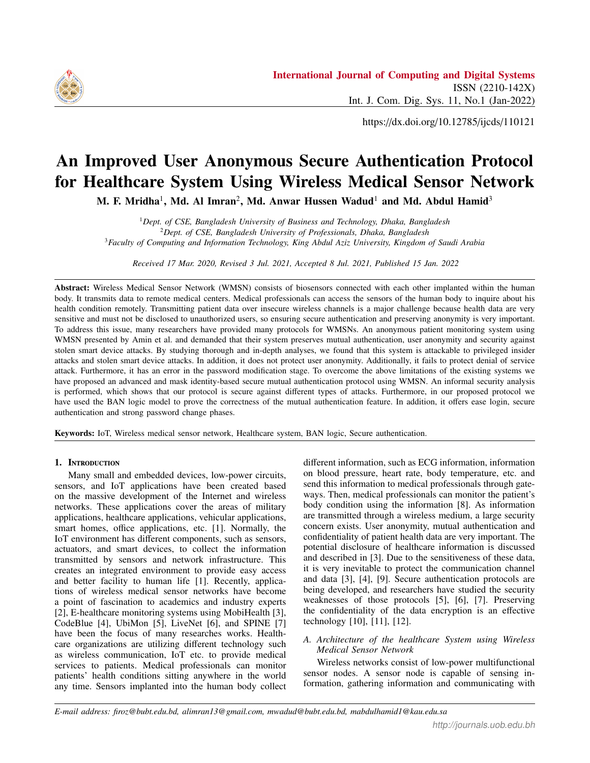# An Improved User Anonymous Secure Authentication Protocol for Healthcare System Using Wireless Medical Sensor Network

**M. F. Mridha[1], Md. Al Imran[2], Md. Anwar Hussen Wadud[1] and Md. Abdul Hamid[3]**

[1]*Dept. of CSE, Bangladesh University of Business and Technology, Dhaka, Bangladesh*
[2]*Dept. of CSE, Bangladesh University of Professionals, Dhaka, Bangladesh*
[3]*Faculty of Computing and Information Technology, King Abdul Aziz University, Kingdom of Saudi Arabia*

*Received 17 Mar. 2020, Revised 3 Jul. 2021, Accepted 8 Jul. 2021, Published 15 Jan. 2022*

**Abstract:** Wireless Medical Sensor Network (WMSN) consists of biosensors connected with each other implanted within the human body. It transmits data to remote medical centers. Medical professionals can access the sensors of the human body to inquire about his health condition remotely. Transmitting patient data over insecure wireless channels is a major challenge because health data are very sensitive and must not be disclosed to unauthorized users, so ensuring secure authentication and preserving anonymity is very important. To address this issue, many researchers have provided many protocols for WMSNs. An anonymous patient monitoring system using WMSN presented by Amin et al. and demanded that their system preserves mutual authentication, user anonymity and security against stolen smart device attacks. By studying thorough and in-depth analyses, we found that this system is attackable to privileged insider attacks and stolen smart device attacks. In addition, it does not protect user anonymity. Additionally, it fails to protect denial of service attack. Furthermore, it has an error in the password modification stage. To overcome the above limitations of the existing systems we have proposed an advanced and mask identity-based secure mutual authentication protocol using WMSN. An informal security analysis is performed, which shows that our protocol is secure against different types of attacks. Furthermore, in our proposed protocol we have used the BAN logic model to prove the correctness of the mutual authentication feature. In addition, it offers ease login, secure authentication and strong password change phases.

**Keywords:** IoT, Wireless medical sensor network, Healthcare system, BAN logic, Secure authentication.

## 1. Introduction

Many small and embedded devices, low-power circuits, sensors, and IoT applications have been created based on the massive development of the Internet and wireless networks. These applications cover the areas of military applications, healthcare applications, vehicular applications, smart homes, office applications, etc. [1]. Normally, the IoT environment has different components, such as sensors, actuators, and smart devices, to collect the information transmitted by sensors and network infrastructure. This creates an integrated environment to provide easy access and better facility to human life [1]. Recently, applications of wireless medical sensor networks have become a point of fascination to academics and industry experts [2], E-healthcare monitoring systems using MobiHealth [3], CodeBlue [4], UbiMon [5], LiveNet [6], and SPINE [7] have been the focus of many researches works. Healthcare organizations are utilizing different technology such as wireless communication, IoT etc. to provide medical services to patients. Medical professionals can monitor patients' health conditions sitting anywhere in the world any time. Sensors implanted into the human body collect different information, such as ECG information, information on blood pressure, heart rate, body temperature, etc. and send this information to medical professionals through gateways. Then, medical professionals can monitor the patient's body condition using the information [8]. As information are transmitted through a wireless medium, a large security concern exists. User anonymity, mutual authentication and confidentiality of patient health data are very important. The potential disclosure of healthcare information is discussed and described in [3]. Due to the sensitiveness of these data, it is very inevitable to protect the communication channel and data [3], [4], [9]. Secure authentication protocols are being developed, and researchers have studied the security weaknesses of those protocols [5], [6], [7]. Preserving the confidentiality of the data encryption is an effective technology [10], [11], [12].

### A. Architecture of the healthcare System using Wireless Medical Sensor Network

Wireless networks consist of low-power multifunctional sensor nodes. A sensor node is capable of sensing information, gathering information and communicating with

*E-mail address: firoz@bubt.edu.bd, alimran13@gmail.com, mwadud@bubt.edu.bd, mabdulhamid1@kau.edu.sa*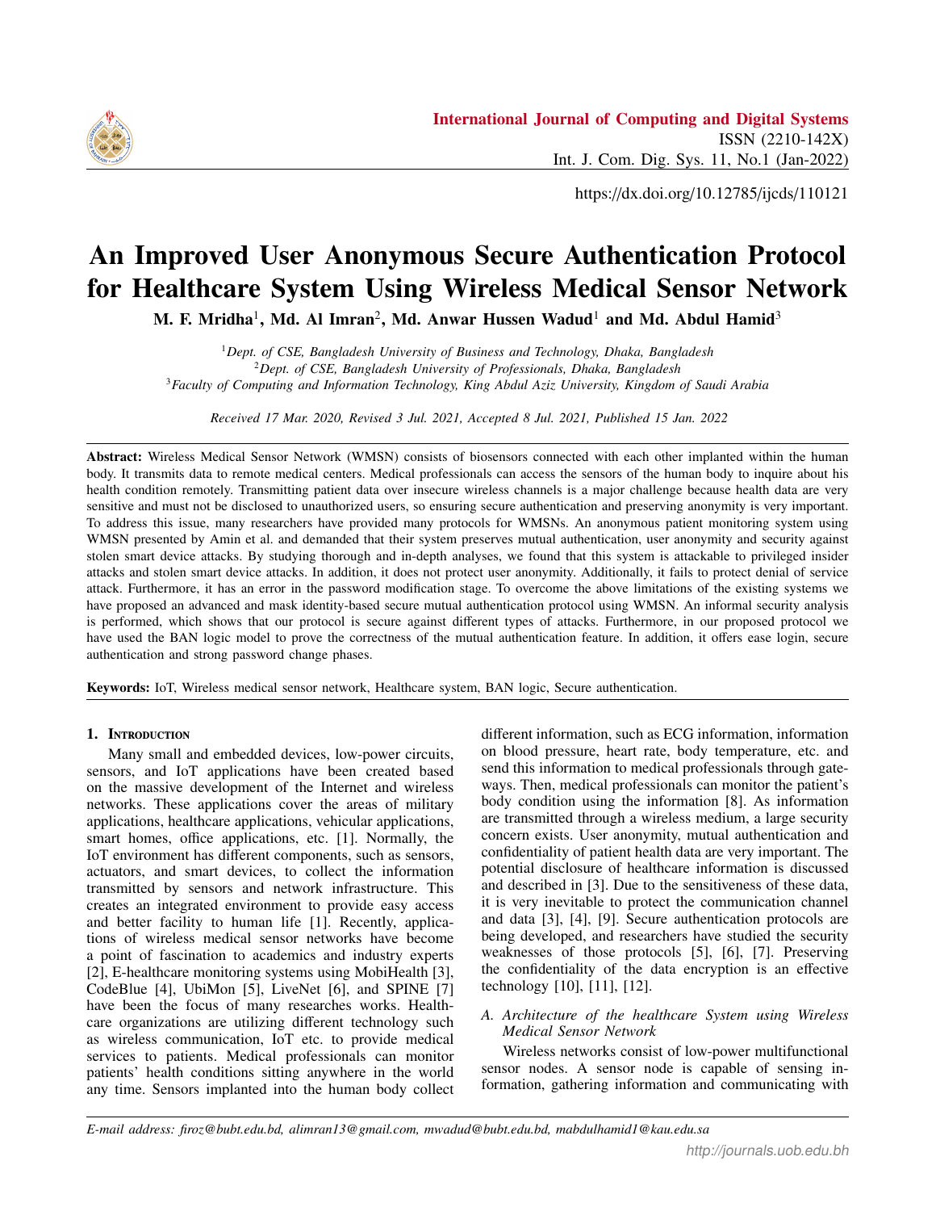# An Improved User Anonymous Secure Authentication Protocol for Healthcare System Using Wireless Medical Sensor Network

**M. F. Mridha[1], Md. Al Imran[2], Md. Anwar Hussen Wadud[1] and Md. Abdul Hamid[3]**

[1]*Dept. of CSE, Bangladesh University of Business and Technology, Dhaka, Bangladesh*
[2]*Dept. of CSE, Bangladesh University of Professionals, Dhaka, Bangladesh*
[3]*Faculty of Computing and Information Technology, King Abdul Aziz University, Kingdom of Saudi Arabia*

*Received 17 Mar. 2020, Revised 3 Jul. 2021, Accepted 8 Jul. 2021, Published 15 Jan. 2022*

**Abstract:** Wireless Medical Sensor Network (WMSN) consists of biosensors connected with each other implanted within the human body. It transmits data to remote medical centers. Medical professionals can access the sensors of the human body to inquire about his health condition remotely. Transmitting patient data over insecure wireless channels is a major challenge because health data are very sensitive and must not be disclosed to unauthorized users, so ensuring secure authentication and preserving anonymity is very important. To address this issue, many researchers have provided many protocols for WMSNs. An anonymous patient monitoring system using WMSN presented by Amin et al. and demanded that their system preserves mutual authentication, user anonymity and security against stolen smart device attacks. By studying thorough and in-depth analyses, we found that this system is attackable to privileged insider attacks and stolen smart device attacks. In addition, it does not protect user anonymity. Additionally, it fails to protect denial of service attack. Furthermore, it has an error in the password modification stage. To overcome the above limitations of the existing systems we have proposed an advanced and mask identity-based secure mutual authentication protocol using WMSN. An informal security analysis is performed, which shows that our protocol is secure against different types of attacks. Furthermore, in our proposed protocol we have used the BAN logic model to prove the correctness of the mutual authentication feature. In addition, it offers ease login, secure authentication and strong password change phases.

**Keywords:** IoT, Wireless medical sensor network, Healthcare system, BAN logic, Secure authentication.

## 1. Introduction

Many small and embedded devices, low-power circuits, sensors, and IoT applications have been created based on the massive development of the Internet and wireless networks. These applications cover the areas of military applications, healthcare applications, vehicular applications, smart homes, office applications, etc. [1]. Normally, the IoT environment has different components, such as sensors, actuators, and smart devices, to collect the information transmitted by sensors and network infrastructure. This creates an integrated environment to provide easy access and better facility to human life [1]. Recently, applications of wireless medical sensor networks have become a point of fascination to academics and industry experts [2], E-healthcare monitoring systems using MobiHealth [3], CodeBlue [4], UbiMon [5], LiveNet [6], and SPINE [7] have been the focus of many researches works. Healthcare organizations are utilizing different technology such as wireless communication, IoT etc. to provide medical services to patients. Medical professionals can monitor patients' health conditions sitting anywhere in the world any time. Sensors implanted into the human body collect different information, such as ECG information, information on blood pressure, heart rate, body temperature, etc. and send this information to medical professionals through gateways. Then, medical professionals can monitor the patient's body condition using the information [8]. As information are transmitted through a wireless medium, a large security concern exists. User anonymity, mutual authentication and confidentiality of patient health data are very important. The potential disclosure of healthcare information is discussed and described in [3]. Due to the sensitiveness of these data, it is very inevitable to protect the communication channel and data [3], [4], [9]. Secure authentication protocols are being developed, and researchers have studied the security weaknesses of those protocols [5], [6], [7]. Preserving the confidentiality of the data encryption is an effective technology [10], [11], [12].

### A. Architecture of the healthcare System using Wireless Medical Sensor Network

Wireless networks consist of low-power multifunctional sensor nodes. A sensor node is capable of sensing information, gathering information and communicating with

*E-mail address: firoz@bubt.edu.bd, alimran13@gmail.com, mwadud@bubt.edu.bd, mabdulhamid1@kau.edu.sa*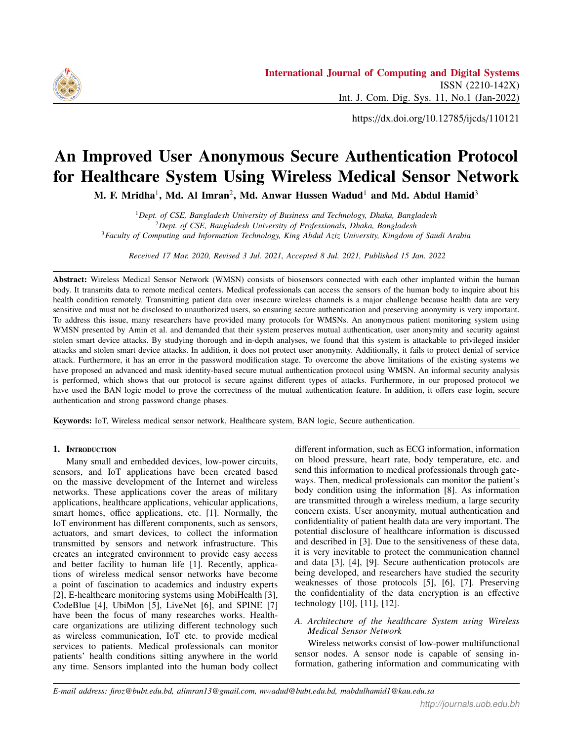# An Improved User Anonymous Secure Authentication Protocol for Healthcare System Using Wireless Medical Sensor Network

**M. F. Mridha[1], Md. Al Imran[2], Md. Anwar Hussen Wadud[1] and Md. Abdul Hamid[3]**

[1]*Dept. of CSE, Bangladesh University of Business and Technology, Dhaka, Bangladesh*
[2]*Dept. of CSE, Bangladesh University of Professionals, Dhaka, Bangladesh*
[3]*Faculty of Computing and Information Technology, King Abdul Aziz University, Kingdom of Saudi Arabia*

*Received 17 Mar. 2020, Revised 3 Jul. 2021, Accepted 8 Jul. 2021, Published 15 Jan. 2022*

**Abstract:** Wireless Medical Sensor Network (WMSN) consists of biosensors connected with each other implanted within the human body. It transmits data to remote medical centers. Medical professionals can access the sensors of the human body to inquire about his health condition remotely. Transmitting patient data over insecure wireless channels is a major challenge because health data are very sensitive and must not be disclosed to unauthorized users, so ensuring secure authentication and preserving anonymity is very important. To address this issue, many researchers have provided many protocols for WMSNs. An anonymous patient monitoring system using WMSN presented by Amin et al. and demanded that their system preserves mutual authentication, user anonymity and security against stolen smart device attacks. By studying thorough and in-depth analyses, we found that this system is attackable to privileged insider attacks and stolen smart device attacks. In addition, it does not protect user anonymity. Additionally, it fails to protect denial of service attack. Furthermore, it has an error in the password modification stage. To overcome the above limitations of the existing systems we have proposed an advanced and mask identity-based secure mutual authentication protocol using WMSN. An informal security analysis is performed, which shows that our protocol is secure against different types of attacks. Furthermore, in our proposed protocol we have used the BAN logic model to prove the correctness of the mutual authentication feature. In addition, it offers ease login, secure authentication and strong password change phases.

**Keywords:** IoT, Wireless medical sensor network, Healthcare system, BAN logic, Secure authentication.

## 1. Introduction

Many small and embedded devices, low-power circuits, sensors, and IoT applications have been created based on the massive development of the Internet and wireless networks. These applications cover the areas of military applications, healthcare applications, vehicular applications, smart homes, office applications, etc. [1]. Normally, the IoT environment has different components, such as sensors, actuators, and smart devices, to collect the information transmitted by sensors and network infrastructure. This creates an integrated environment to provide easy access and better facility to human life [1]. Recently, applications of wireless medical sensor networks have become a point of fascination to academics and industry experts [2], E-healthcare monitoring systems using MobiHealth [3], CodeBlue [4], UbiMon [5], LiveNet [6], and SPINE [7] have been the focus of many researches works. Healthcare organizations are utilizing different technology such as wireless communication, IoT etc. to provide medical services to patients. Medical professionals can monitor patients' health conditions sitting anywhere in the world any time. Sensors implanted into the human body collect different information, such as ECG information, information on blood pressure, heart rate, body temperature, etc. and send this information to medical professionals through gateways. Then, medical professionals can monitor the patient's body condition using the information [8]. As information are transmitted through a wireless medium, a large security concern exists. User anonymity, mutual authentication and confidentiality of patient health data are very important. The potential disclosure of healthcare information is discussed and described in [3]. Due to the sensitiveness of these data, it is very inevitable to protect the communication channel and data [3], [4], [9]. Secure authentication protocols are being developed, and researchers have studied the security weaknesses of those protocols [5], [6], [7]. Preserving the confidentiality of the data encryption is an effective technology [10], [11], [12].

### A. Architecture of the healthcare System using Wireless Medical Sensor Network

Wireless networks consist of low-power multifunctional sensor nodes. A sensor node is capable of sensing information, gathering information and communicating with

*E-mail address: firoz@bubt.edu.bd, alimran13@gmail.com, mwadud@bubt.edu.bd, mabdulhamid1@kau.edu.sa*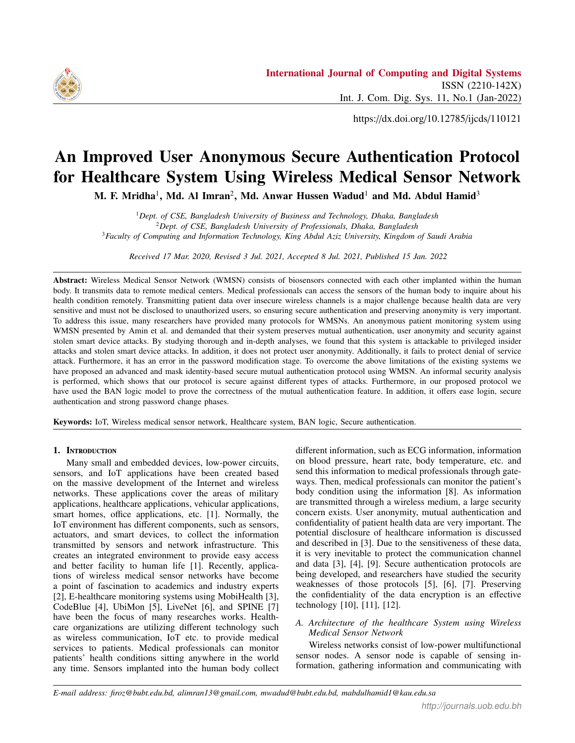# An Improved User Anonymous Secure Authentication Protocol for Healthcare System Using Wireless Medical Sensor Network

**M. F. Mridha[1], Md. Al Imran[2], Md. Anwar Hussen Wadud[1] and Md. Abdul Hamid[3]**

[1]*Dept. of CSE, Bangladesh University of Business and Technology, Dhaka, Bangladesh*
[2]*Dept. of CSE, Bangladesh University of Professionals, Dhaka, Bangladesh*
[3]*Faculty of Computing and Information Technology, King Abdul Aziz University, Kingdom of Saudi Arabia*

*Received 17 Mar. 2020, Revised 3 Jul. 2021, Accepted 8 Jul. 2021, Published 15 Jan. 2022*

**Abstract:** Wireless Medical Sensor Network (WMSN) consists of biosensors connected with each other implanted within the human body. It transmits data to remote medical centers. Medical professionals can access the sensors of the human body to inquire about his health condition remotely. Transmitting patient data over insecure wireless channels is a major challenge because health data are very sensitive and must not be disclosed to unauthorized users, so ensuring secure authentication and preserving anonymity is very important. To address this issue, many researchers have provided many protocols for WMSNs. An anonymous patient monitoring system using WMSN presented by Amin et al. and demanded that their system preserves mutual authentication, user anonymity and security against stolen smart device attacks. By studying thorough and in-depth analyses, we found that this system is attackable to privileged insider attacks and stolen smart device attacks. In addition, it does not protect user anonymity. Additionally, it fails to protect denial of service attack. Furthermore, it has an error in the password modification stage. To overcome the above limitations of the existing systems we have proposed an advanced and mask identity-based secure mutual authentication protocol using WMSN. An informal security analysis is performed, which shows that our protocol is secure against different types of attacks. Furthermore, in our proposed protocol we have used the BAN logic model to prove the correctness of the mutual authentication feature. In addition, it offers ease login, secure authentication and strong password change phases.

**Keywords:** IoT, Wireless medical sensor network, Healthcare system, BAN logic, Secure authentication.

## 1. Introduction

Many small and embedded devices, low-power circuits, sensors, and IoT applications have been created based on the massive development of the Internet and wireless networks. These applications cover the areas of military applications, healthcare applications, vehicular applications, smart homes, office applications, etc. [1]. Normally, the IoT environment has different components, such as sensors, actuators, and smart devices, to collect the information transmitted by sensors and network infrastructure. This creates an integrated environment to provide easy access and better facility to human life [1]. Recently, applications of wireless medical sensor networks have become a point of fascination to academics and industry experts [2], E-healthcare monitoring systems using MobiHealth [3], CodeBlue [4], UbiMon [5], LiveNet [6], and SPINE [7] have been the focus of many researches works. Healthcare organizations are utilizing different technology such as wireless communication, IoT etc. to provide medical services to patients. Medical professionals can monitor patients' health conditions sitting anywhere in the world any time. Sensors implanted into the human body collect different information, such as ECG information, information on blood pressure, heart rate, body temperature, etc. and send this information to medical professionals through gateways. Then, medical professionals can monitor the patient's body condition using the information [8]. As information are transmitted through a wireless medium, a large security concern exists. User anonymity, mutual authentication and confidentiality of patient health data are very important. The potential disclosure of healthcare information is discussed and described in [3]. Due to the sensitiveness of these data, it is very inevitable to protect the communication channel and data [3], [4], [9]. Secure authentication protocols are being developed, and researchers have studied the security weaknesses of those protocols [5], [6], [7]. Preserving the confidentiality of the data encryption is an effective technology [10], [11], [12].

### A. Architecture of the healthcare System using Wireless Medical Sensor Network

Wireless networks consist of low-power multifunctional sensor nodes. A sensor node is capable of sensing information, gathering information and communicating with

*E-mail address: firoz@bubt.edu.bd, alimran13@gmail.com, mwadud@bubt.edu.bd, mabdulhamid1@kau.edu.sa*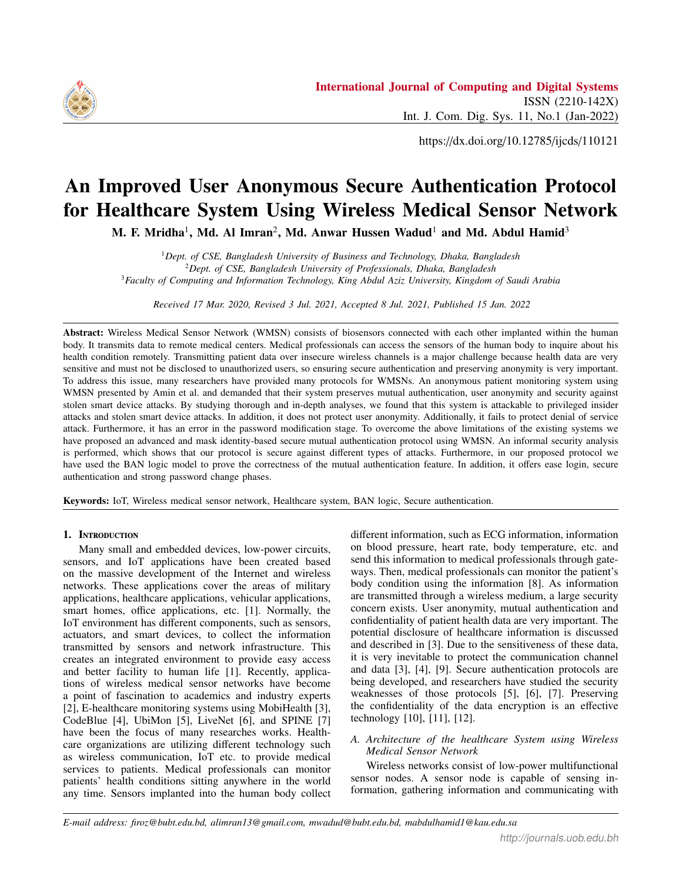# An Improved User Anonymous Secure Authentication Protocol for Healthcare System Using Wireless Medical Sensor Network

**M. F. Mridha[1], Md. Al Imran[2], Md. Anwar Hussen Wadud[1] and Md. Abdul Hamid[3]**

[1]*Dept. of CSE, Bangladesh University of Business and Technology, Dhaka, Bangladesh*
[2]*Dept. of CSE, Bangladesh University of Professionals, Dhaka, Bangladesh*
[3]*Faculty of Computing and Information Technology, King Abdul Aziz University, Kingdom of Saudi Arabia*

*Received 17 Mar. 2020, Revised 3 Jul. 2021, Accepted 8 Jul. 2021, Published 15 Jan. 2022*

**Abstract:** Wireless Medical Sensor Network (WMSN) consists of biosensors connected with each other implanted within the human body. It transmits data to remote medical centers. Medical professionals can access the sensors of the human body to inquire about his health condition remotely. Transmitting patient data over insecure wireless channels is a major challenge because health data are very sensitive and must not be disclosed to unauthorized users, so ensuring secure authentication and preserving anonymity is very important. To address this issue, many researchers have provided many protocols for WMSNs. An anonymous patient monitoring system using WMSN presented by Amin et al. and demanded that their system preserves mutual authentication, user anonymity and security against stolen smart device attacks. By studying thorough and in-depth analyses, we found that this system is attackable to privileged insider attacks and stolen smart device attacks. In addition, it does not protect user anonymity. Additionally, it fails to protect denial of service attack. Furthermore, it has an error in the password modification stage. To overcome the above limitations of the existing systems we have proposed an advanced and mask identity-based secure mutual authentication protocol using WMSN. An informal security analysis is performed, which shows that our protocol is secure against different types of attacks. Furthermore, in our proposed protocol we have used the BAN logic model to prove the correctness of the mutual authentication feature. In addition, it offers ease login, secure authentication and strong password change phases.

**Keywords:** IoT, Wireless medical sensor network, Healthcare system, BAN logic, Secure authentication.

## 1. Introduction

Many small and embedded devices, low-power circuits, sensors, and IoT applications have been created based on the massive development of the Internet and wireless networks. These applications cover the areas of military applications, healthcare applications, vehicular applications, smart homes, office applications, etc. [1]. Normally, the IoT environment has different components, such as sensors, actuators, and smart devices, to collect the information transmitted by sensors and network infrastructure. This creates an integrated environment to provide easy access and better facility to human life [1]. Recently, applications of wireless medical sensor networks have become a point of fascination to academics and industry experts [2], E-healthcare monitoring systems using MobiHealth [3], CodeBlue [4], UbiMon [5], LiveNet [6], and SPINE [7] have been the focus of many researches works. Healthcare organizations are utilizing different technology such as wireless communication, IoT etc. to provide medical services to patients. Medical professionals can monitor patients' health conditions sitting anywhere in the world any time. Sensors implanted into the human body collect different information, such as ECG information, information on blood pressure, heart rate, body temperature, etc. and send this information to medical professionals through gateways. Then, medical professionals can monitor the patient's body condition using the information [8]. As information are transmitted through a wireless medium, a large security concern exists. User anonymity, mutual authentication and confidentiality of patient health data are very important. The potential disclosure of healthcare information is discussed and described in [3]. Due to the sensitiveness of these data, it is very inevitable to protect the communication channel and data [3], [4], [9]. Secure authentication protocols are being developed, and researchers have studied the security weaknesses of those protocols [5], [6], [7]. Preserving the confidentiality of the data encryption is an effective technology [10], [11], [12].

### A. Architecture of the healthcare System using Wireless Medical Sensor Network

Wireless networks consist of low-power multifunctional sensor nodes. A sensor node is capable of sensing information, gathering information and communicating with

*E-mail address: firoz@bubt.edu.bd, alimran13@gmail.com, mwadud@bubt.edu.bd, mabdulhamid1@kau.edu.sa*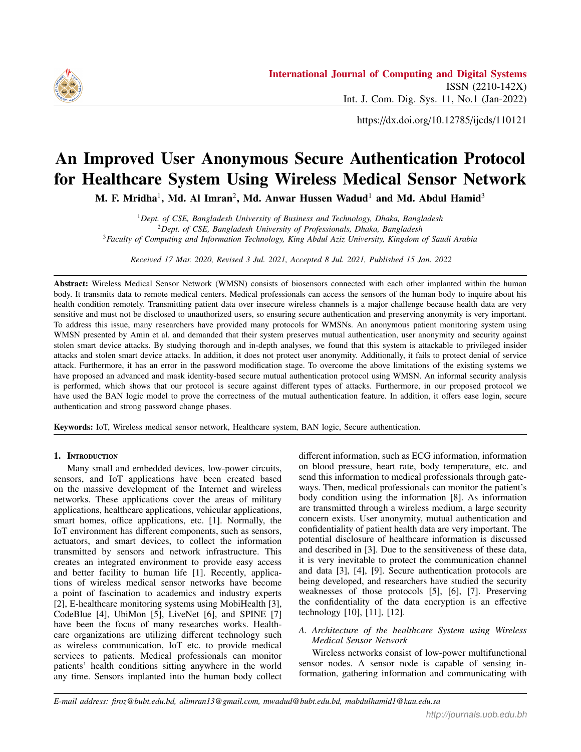# An Improved User Anonymous Secure Authentication Protocol for Healthcare System Using Wireless Medical Sensor Network

**M. F. Mridha[1], Md. Al Imran[2], Md. Anwar Hussen Wadud[1] and Md. Abdul Hamid[3]**

[1]*Dept. of CSE, Bangladesh University of Business and Technology, Dhaka, Bangladesh*
[2]*Dept. of CSE, Bangladesh University of Professionals, Dhaka, Bangladesh*
[3]*Faculty of Computing and Information Technology, King Abdul Aziz University, Kingdom of Saudi Arabia*

*Received 17 Mar. 2020, Revised 3 Jul. 2021, Accepted 8 Jul. 2021, Published 15 Jan. 2022*

**Abstract:** Wireless Medical Sensor Network (WMSN) consists of biosensors connected with each other implanted within the human body. It transmits data to remote medical centers. Medical professionals can access the sensors of the human body to inquire about his health condition remotely. Transmitting patient data over insecure wireless channels is a major challenge because health data are very sensitive and must not be disclosed to unauthorized users, so ensuring secure authentication and preserving anonymity is very important. To address this issue, many researchers have provided many protocols for WMSNs. An anonymous patient monitoring system using WMSN presented by Amin et al. and demanded that their system preserves mutual authentication, user anonymity and security against stolen smart device attacks. By studying thorough and in-depth analyses, we found that this system is attackable to privileged insider attacks and stolen smart device attacks. In addition, it does not protect user anonymity. Additionally, it fails to protect denial of service attack. Furthermore, it has an error in the password modification stage. To overcome the above limitations of the existing systems we have proposed an advanced and mask identity-based secure mutual authentication protocol using WMSN. An informal security analysis is performed, which shows that our protocol is secure against different types of attacks. Furthermore, in our proposed protocol we have used the BAN logic model to prove the correctness of the mutual authentication feature. In addition, it offers ease login, secure authentication and strong password change phases.

**Keywords:** IoT, Wireless medical sensor network, Healthcare system, BAN logic, Secure authentication.

## 1. Introduction

Many small and embedded devices, low-power circuits, sensors, and IoT applications have been created based on the massive development of the Internet and wireless networks. These applications cover the areas of military applications, healthcare applications, vehicular applications, smart homes, office applications, etc. [1]. Normally, the IoT environment has different components, such as sensors, actuators, and smart devices, to collect the information transmitted by sensors and network infrastructure. This creates an integrated environment to provide easy access and better facility to human life [1]. Recently, applications of wireless medical sensor networks have become a point of fascination to academics and industry experts [2], E-healthcare monitoring systems using MobiHealth [3], CodeBlue [4], UbiMon [5], LiveNet [6], and SPINE [7] have been the focus of many researches works. Healthcare organizations are utilizing different technology such as wireless communication, IoT etc. to provide medical services to patients. Medical professionals can monitor patients' health conditions sitting anywhere in the world any time. Sensors implanted into the human body collect different information, such as ECG information, information on blood pressure, heart rate, body temperature, etc. and send this information to medical professionals through gateways. Then, medical professionals can monitor the patient's body condition using the information [8]. As information are transmitted through a wireless medium, a large security concern exists. User anonymity, mutual authentication and confidentiality of patient health data are very important. The potential disclosure of healthcare information is discussed and described in [3]. Due to the sensitiveness of these data, it is very inevitable to protect the communication channel and data [3], [4], [9]. Secure authentication protocols are being developed, and researchers have studied the security weaknesses of those protocols [5], [6], [7]. Preserving the confidentiality of the data encryption is an effective technology [10], [11], [12].

### A. Architecture of the healthcare System using Wireless Medical Sensor Network

Wireless networks consist of low-power multifunctional sensor nodes. A sensor node is capable of sensing information, gathering information and communicating with

*E-mail address: firoz@bubt.edu.bd, alimran13@gmail.com, mwadud@bubt.edu.bd, mabdulhamid1@kau.edu.sa*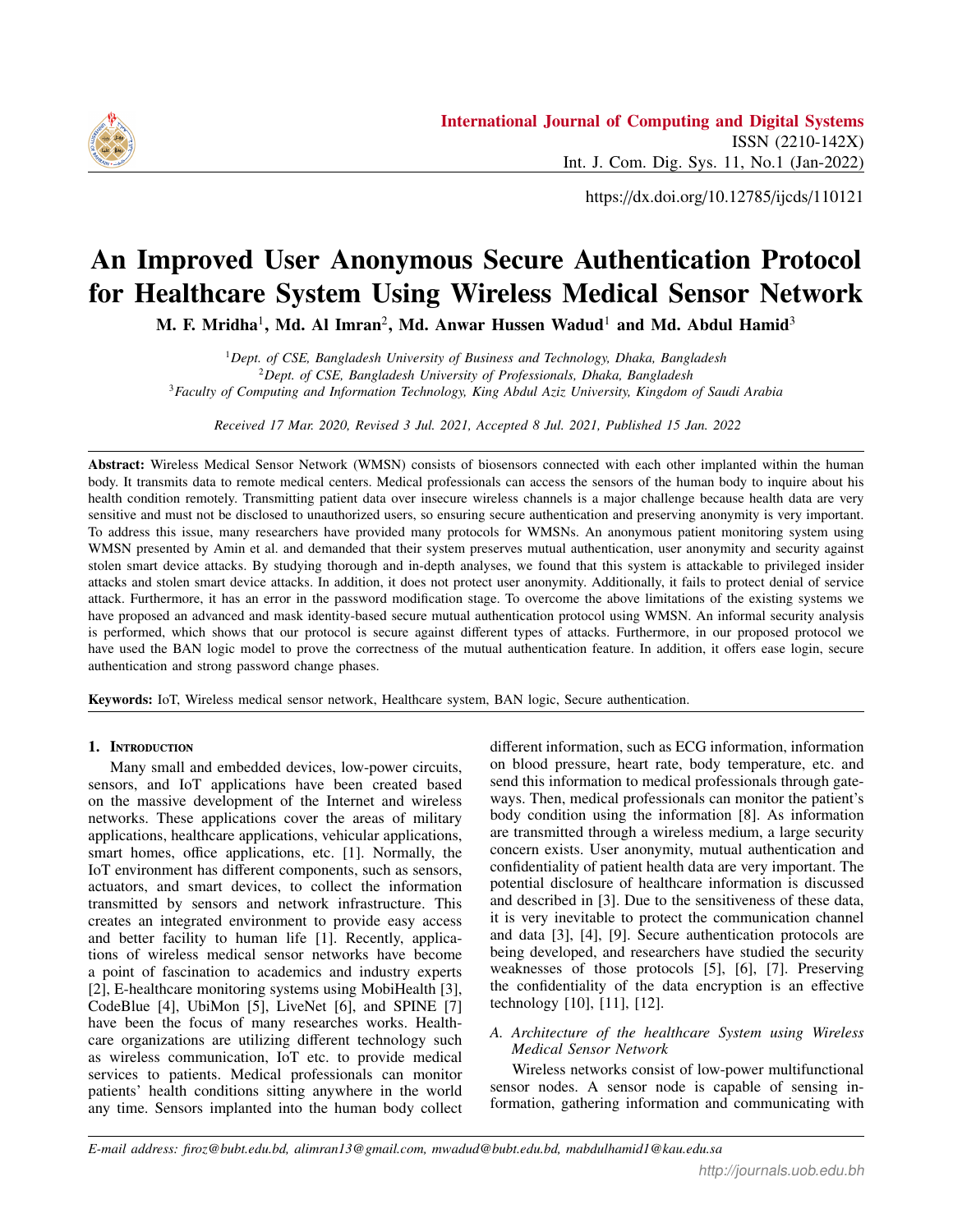# An Improved User Anonymous Secure Authentication Protocol for Healthcare System Using Wireless Medical Sensor Network

**M. F. Mridha[1], Md. Al Imran[2], Md. Anwar Hussen Wadud[1] and Md. Abdul Hamid[3]**

[1]*Dept. of CSE, Bangladesh University of Business and Technology, Dhaka, Bangladesh*
[2]*Dept. of CSE, Bangladesh University of Professionals, Dhaka, Bangladesh*
[3]*Faculty of Computing and Information Technology, King Abdul Aziz University, Kingdom of Saudi Arabia*

*Received 17 Mar. 2020, Revised 3 Jul. 2021, Accepted 8 Jul. 2021, Published 15 Jan. 2022*

**Abstract:** Wireless Medical Sensor Network (WMSN) consists of biosensors connected with each other implanted within the human body. It transmits data to remote medical centers. Medical professionals can access the sensors of the human body to inquire about his health condition remotely. Transmitting patient data over insecure wireless channels is a major challenge because health data are very sensitive and must not be disclosed to unauthorized users, so ensuring secure authentication and preserving anonymity is very important. To address this issue, many researchers have provided many protocols for WMSNs. An anonymous patient monitoring system using WMSN presented by Amin et al. and demanded that their system preserves mutual authentication, user anonymity and security against stolen smart device attacks. By studying thorough and in-depth analyses, we found that this system is attackable to privileged insider attacks and stolen smart device attacks. In addition, it does not protect user anonymity. Additionally, it fails to protect denial of service attack. Furthermore, it has an error in the password modification stage. To overcome the above limitations of the existing systems we have proposed an advanced and mask identity-based secure mutual authentication protocol using WMSN. An informal security analysis is performed, which shows that our protocol is secure against different types of attacks. Furthermore, in our proposed protocol we have used the BAN logic model to prove the correctness of the mutual authentication feature. In addition, it offers ease login, secure authentication and strong password change phases.

**Keywords:** IoT, Wireless medical sensor network, Healthcare system, BAN logic, Secure authentication.

## 1. Introduction

Many small and embedded devices, low-power circuits, sensors, and IoT applications have been created based on the massive development of the Internet and wireless networks. These applications cover the areas of military applications, healthcare applications, vehicular applications, smart homes, office applications, etc. [1]. Normally, the IoT environment has different components, such as sensors, actuators, and smart devices, to collect the information transmitted by sensors and network infrastructure. This creates an integrated environment to provide easy access and better facility to human life [1]. Recently, applications of wireless medical sensor networks have become a point of fascination to academics and industry experts [2], E-healthcare monitoring systems using MobiHealth [3], CodeBlue [4], UbiMon [5], LiveNet [6], and SPINE [7] have been the focus of many researches works. Healthcare organizations are utilizing different technology such as wireless communication, IoT etc. to provide medical services to patients. Medical professionals can monitor patients' health conditions sitting anywhere in the world any time. Sensors implanted into the human body collect different information, such as ECG information, information on blood pressure, heart rate, body temperature, etc. and send this information to medical professionals through gateways. Then, medical professionals can monitor the patient's body condition using the information [8]. As information are transmitted through a wireless medium, a large security concern exists. User anonymity, mutual authentication and confidentiality of patient health data are very important. The potential disclosure of healthcare information is discussed and described in [3]. Due to the sensitiveness of these data, it is very inevitable to protect the communication channel and data [3], [4], [9]. Secure authentication protocols are being developed, and researchers have studied the security weaknesses of those protocols [5], [6], [7]. Preserving the confidentiality of the data encryption is an effective technology [10], [11], [12].

### A. Architecture of the healthcare System using Wireless Medical Sensor Network

Wireless networks consist of low-power multifunctional sensor nodes. A sensor node is capable of sensing information, gathering information and communicating with

*E-mail address: firoz@bubt.edu.bd, alimran13@gmail.com, mwadud@bubt.edu.bd, mabdulhamid1@kau.edu.sa*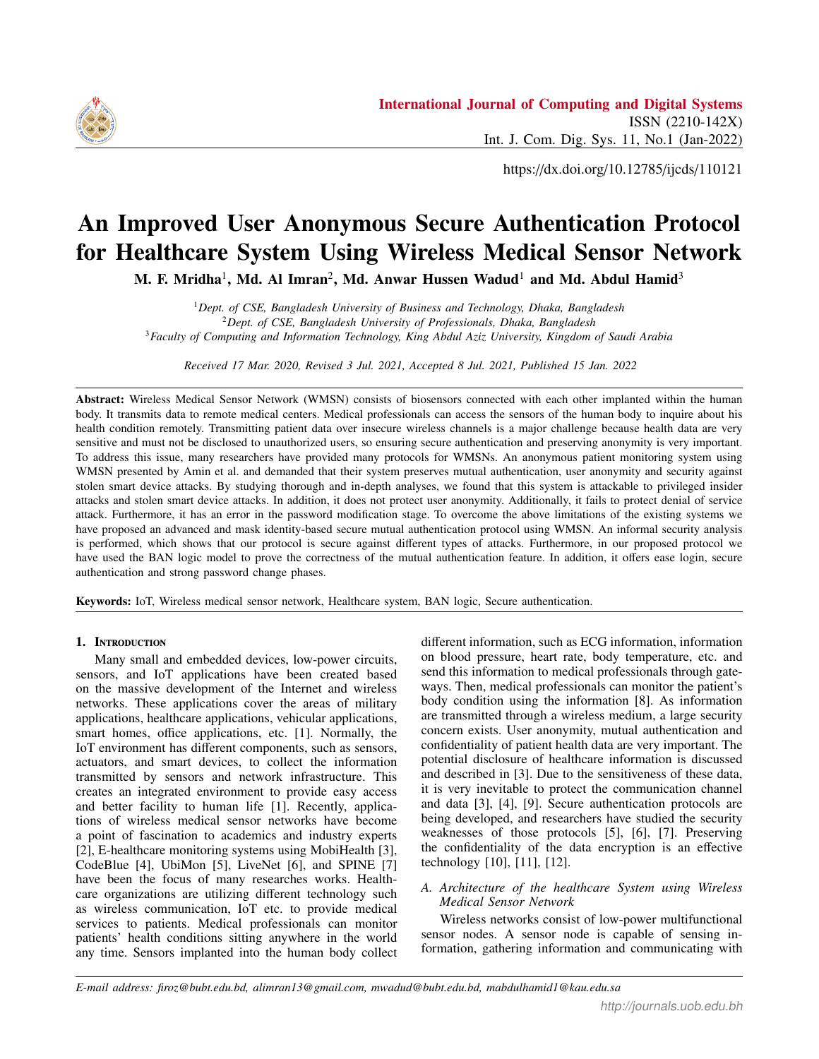https://dx.doi.org/10.12785/ijcds/110121

# An Improved User Anonymous Secure Authentication Protocol for Healthcare System Using Wireless Medical Sensor Network

**M. F. Mridha[1], Md. Al Imran[2], Md. Anwar Hussen Wadud[1] and Md. Abdul Hamid[3]**

[1]*Dept. of CSE, Bangladesh University of Business and Technology, Dhaka, Bangladesh*
[2]*Dept. of CSE, Bangladesh University of Professionals, Dhaka, Bangladesh*
[3]*Faculty of Computing and Information Technology, King Abdul Aziz University, Kingdom of Saudi Arabia*

*Received 17 Mar. 2020, Revised 3 Jul. 2021, Accepted 8 Jul. 2021, Published 15 Jan. 2022*

**Abstract:** Wireless Medical Sensor Network (WMSN) consists of biosensors connected with each other implanted within the human body. It transmits data to remote medical centers. Medical professionals can access the sensors of the human body to inquire about his health condition remotely. Transmitting patient data over insecure wireless channels is a major challenge because health data are very sensitive and must not be disclosed to unauthorized users, so ensuring secure authentication and preserving anonymity is very important. To address this issue, many researchers have provided many protocols for WMSNs. An anonymous patient monitoring system using WMSN presented by Amin et al. and demanded that their system preserves mutual authentication, user anonymity and security against stolen smart device attacks. By studying thorough and in-depth analyses, we found that this system is attackable to privileged insider attacks and stolen smart device attacks. In addition, it does not protect user anonymity. Additionally, it fails to protect denial of service attack. Furthermore, it has an error in the password modification stage. To overcome the above limitations of the existing systems we have proposed an advanced and mask identity-based secure mutual authentication protocol using WMSN. An informal security analysis is performed, which shows that our protocol is secure against different types of attacks. Furthermore, in our proposed protocol we have used the BAN logic model to prove the correctness of the mutual authentication feature. In addition, it offers ease login, secure authentication and strong password change phases.

**Keywords:** IoT, Wireless medical sensor network, Healthcare system, BAN logic, Secure authentication.

## 1. Introduction

Many small and embedded devices, low-power circuits, sensors, and IoT applications have been created based on the massive development of the Internet and wireless networks. These applications cover the areas of military applications, healthcare applications, vehicular applications, smart homes, office applications, etc. [1]. Normally, the IoT environment has different components, such as sensors, actuators, and smart devices, to collect the information transmitted by sensors and network infrastructure. This creates an integrated environment to provide easy access and better facility to human life [1]. Recently, applications of wireless medical sensor networks have become a point of fascination to academics and industry experts [2], E-healthcare monitoring systems using MobiHealth [3], CodeBlue [4], UbiMon [5], LiveNet [6], and SPINE [7] have been the focus of many researches works. Healthcare organizations are utilizing different technology such as wireless communication, IoT etc. to provide medical services to patients. Medical professionals can monitor patients' health conditions sitting anywhere in the world any time. Sensors implanted into the human body collect different information, such as ECG information, information on blood pressure, heart rate, body temperature, etc. and send this information to medical professionals through gateways. Then, medical professionals can monitor the patient's body condition using the information [8]. As information are transmitted through a wireless medium, a large security concern exists. User anonymity, mutual authentication and confidentiality of patient health data are very important. The potential disclosure of healthcare information is discussed and described in [3]. Due to the sensitiveness of these data, it is very inevitable to protect the communication channel and data [3], [4], [9]. Secure authentication protocols are being developed, and researchers have studied the security weaknesses of those protocols [5], [6], [7]. Preserving the confidentiality of the data encryption is an effective technology [10], [11], [12].

### A. Architecture of the healthcare System using Wireless Medical Sensor Network

Wireless networks consist of low-power multifunctional sensor nodes. A sensor node is capable of sensing information, gathering information and communicating with

*E-mail address: firoz@bubt.edu.bd, alimran13@gmail.com, mwadud@bubt.edu.bd, mabdulhamid1@kau.edu.sa*